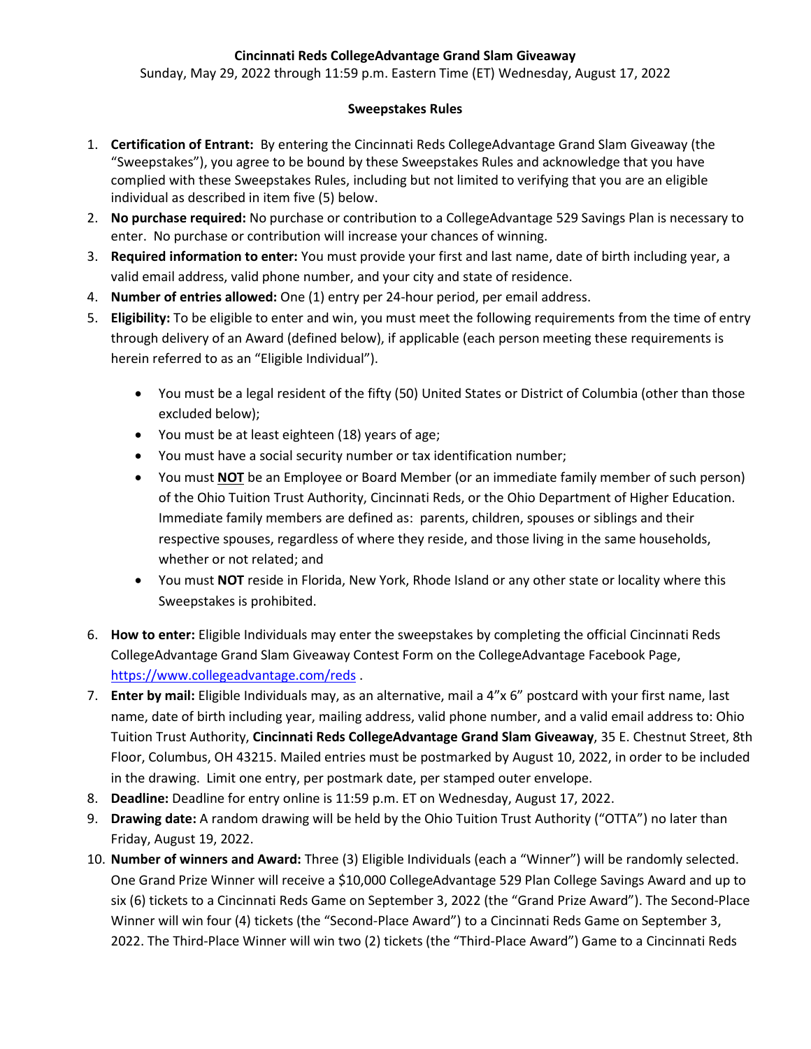**Cincinnati Reds CollegeAdvantage Grand Slam Giveaway**

Sunday, May 29, 2022 through 11:59 p.m. Eastern Time (ET) Wednesday, August 17, 2022

**Sweepstakes Rules**

1. **Certification of Entrant:** By entering the Cincinnati Reds CollegeAdvantage Grand Slam Giveaway (the "Sweepstakes"), you agree to be bound by these Sweepstakes Rules and acknowledge that you have complied with these Sweepstakes Rules, including but not limited to verifying that you are an eligible individual as described in item five (5) below.
2. **No purchase required:** No purchase or contribution to a CollegeAdvantage 529 Savings Plan is necessary to enter. No purchase or contribution will increase your chances of winning.
3. **Required information to enter:** You must provide your first and last name, date of birth including year, a valid email address, valid phone number, and your city and state of residence.
4. **Number of entries allowed:** One (1) entry per 24-hour period, per email address.
5. **Eligibility:** To be eligible to enter and win, you must meet the following requirements from the time of entry through delivery of an Award (defined below), if applicable (each person meeting these requirements is herein referred to as an "Eligible Individual").
   - You must be a legal resident of the fifty (50) United States or District of Columbia (other than those excluded below);
   - You must be at least eighteen (18) years of age;
   - You must have a social security number or tax identification number;
   - You must **NOT** be an Employee or Board Member (or an immediate family member of such person) of the Ohio Tuition Trust Authority, Cincinnati Reds, or the Ohio Department of Higher Education. Immediate family members are defined as: parents, children, spouses or siblings and their respective spouses, regardless of where they reside, and those living in the same households, whether or not related; and
   - You must **NOT** reside in Florida, New York, Rhode Island or any other state or locality where this Sweepstakes is prohibited.
6. **How to enter:** Eligible Individuals may enter the sweepstakes by completing the official Cincinnati Reds CollegeAdvantage Grand Slam Giveaway Contest Form on the CollegeAdvantage Facebook Page, https://www.collegeadvantage.com/reds .
7. **Enter by mail:** Eligible Individuals may, as an alternative, mail a 4"x 6" postcard with your first name, last name, date of birth including year, mailing address, valid phone number, and a valid email address to: Ohio Tuition Trust Authority, **Cincinnati Reds CollegeAdvantage Grand Slam Giveaway**, 35 E. Chestnut Street, 8th Floor, Columbus, OH 43215. Mailed entries must be postmarked by August 10, 2022, in order to be included in the drawing. Limit one entry, per postmark date, per stamped outer envelope.
8. **Deadline:** Deadline for entry online is 11:59 p.m. ET on Wednesday, August 17, 2022.
9. **Drawing date:** A random drawing will be held by the Ohio Tuition Trust Authority ("OTTA") no later than Friday, August 19, 2022.
10. **Number of winners and Award:** Three (3) Eligible Individuals (each a "Winner") will be randomly selected. One Grand Prize Winner will receive a $10,000 CollegeAdvantage 529 Plan College Savings Award and up to six (6) tickets to a Cincinnati Reds Game on September 3, 2022 (the "Grand Prize Award"). The Second-Place Winner will win four (4) tickets (the "Second-Place Award") to a Cincinnati Reds Game on September 3, 2022. The Third-Place Winner will win two (2) tickets (the "Third-Place Award") Game to a Cincinnati Reds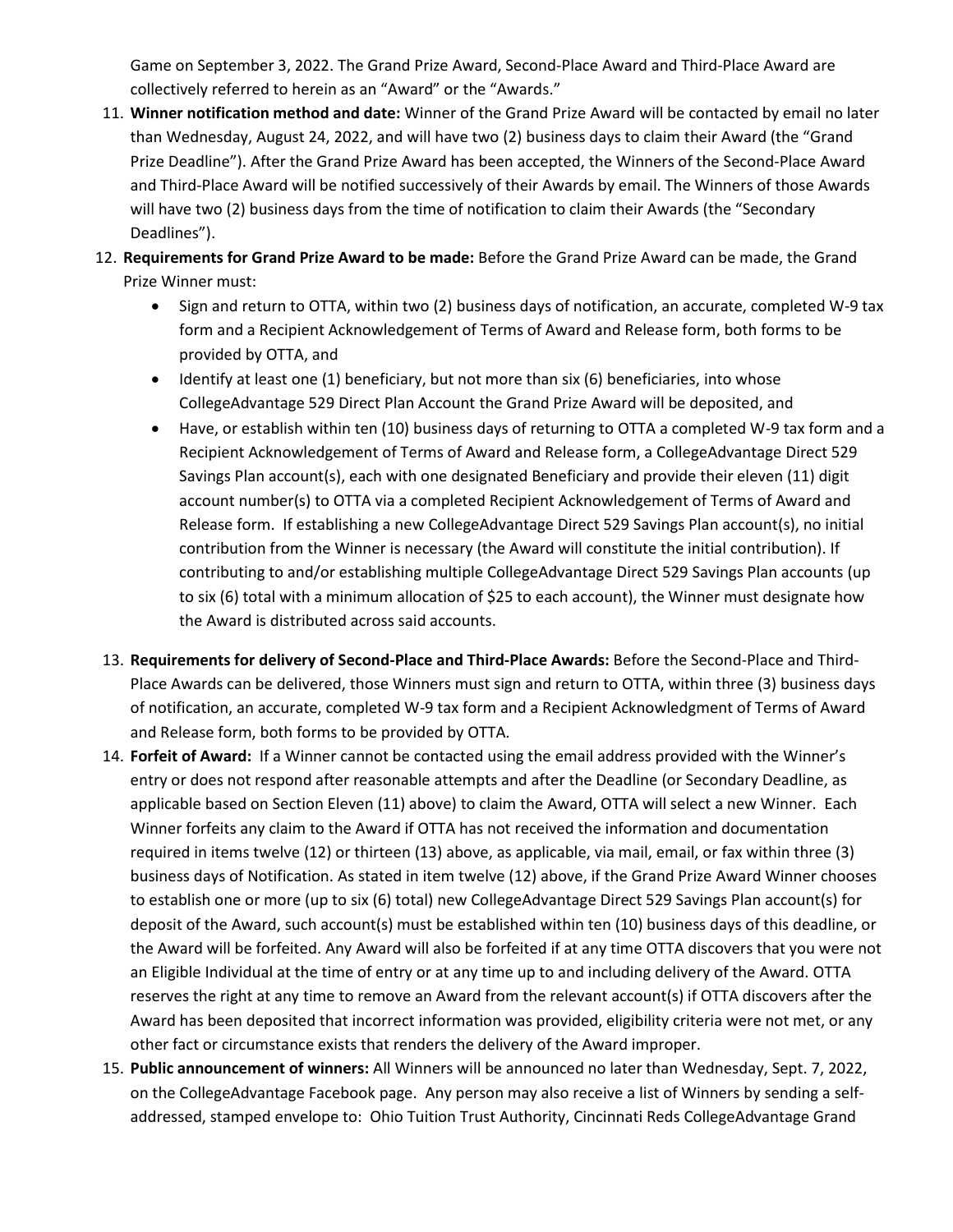Game on September 3, 2022. The Grand Prize Award, Second-Place Award and Third-Place Award are collectively referred to herein as an "Award" or the "Awards."

11. **Winner notification method and date:** Winner of the Grand Prize Award will be contacted by email no later than Wednesday, August 24, 2022, and will have two (2) business days to claim their Award (the "Grand Prize Deadline"). After the Grand Prize Award has been accepted, the Winners of the Second-Place Award and Third-Place Award will be notified successively of their Awards by email. The Winners of those Awards will have two (2) business days from the time of notification to claim their Awards (the "Secondary Deadlines").
12. **Requirements for Grand Prize Award to be made:** Before the Grand Prize Award can be made, the Grand Prize Winner must:
    - Sign and return to OTTA, within two (2) business days of notification, an accurate, completed W-9 tax form and a Recipient Acknowledgement of Terms of Award and Release form, both forms to be provided by OTTA, and
    - Identify at least one (1) beneficiary, but not more than six (6) beneficiaries, into whose CollegeAdvantage 529 Direct Plan Account the Grand Prize Award will be deposited, and
    - Have, or establish within ten (10) business days of returning to OTTA a completed W-9 tax form and a Recipient Acknowledgement of Terms of Award and Release form, a CollegeAdvantage Direct 529 Savings Plan account(s), each with one designated Beneficiary and provide their eleven (11) digit account number(s) to OTTA via a completed Recipient Acknowledgement of Terms of Award and Release form. If establishing a new CollegeAdvantage Direct 529 Savings Plan account(s), no initial contribution from the Winner is necessary (the Award will constitute the initial contribution). If contributing to and/or establishing multiple CollegeAdvantage Direct 529 Savings Plan accounts (up to six (6) total with a minimum allocation of $25 to each account), the Winner must designate how the Award is distributed across said accounts.
13. **Requirements for delivery of Second-Place and Third-Place Awards:** Before the Second-Place and Third-Place Awards can be delivered, those Winners must sign and return to OTTA, within three (3) business days of notification, an accurate, completed W-9 tax form and a Recipient Acknowledgment of Terms of Award and Release form, both forms to be provided by OTTA.
14. **Forfeit of Award:** If a Winner cannot be contacted using the email address provided with the Winner's entry or does not respond after reasonable attempts and after the Deadline (or Secondary Deadline, as applicable based on Section Eleven (11) above) to claim the Award, OTTA will select a new Winner. Each Winner forfeits any claim to the Award if OTTA has not received the information and documentation required in items twelve (12) or thirteen (13) above, as applicable, via mail, email, or fax within three (3) business days of Notification. As stated in item twelve (12) above, if the Grand Prize Award Winner chooses to establish one or more (up to six (6) total) new CollegeAdvantage Direct 529 Savings Plan account(s) for deposit of the Award, such account(s) must be established within ten (10) business days of this deadline, or the Award will be forfeited. Any Award will also be forfeited if at any time OTTA discovers that you were not an Eligible Individual at the time of entry or at any time up to and including delivery of the Award. OTTA reserves the right at any time to remove an Award from the relevant account(s) if OTTA discovers after the Award has been deposited that incorrect information was provided, eligibility criteria were not met, or any other fact or circumstance exists that renders the delivery of the Award improper.
15. **Public announcement of winners:** All Winners will be announced no later than Wednesday, Sept. 7, 2022, on the CollegeAdvantage Facebook page. Any person may also receive a list of Winners by sending a self-addressed, stamped envelope to: Ohio Tuition Trust Authority, Cincinnati Reds CollegeAdvantage Grand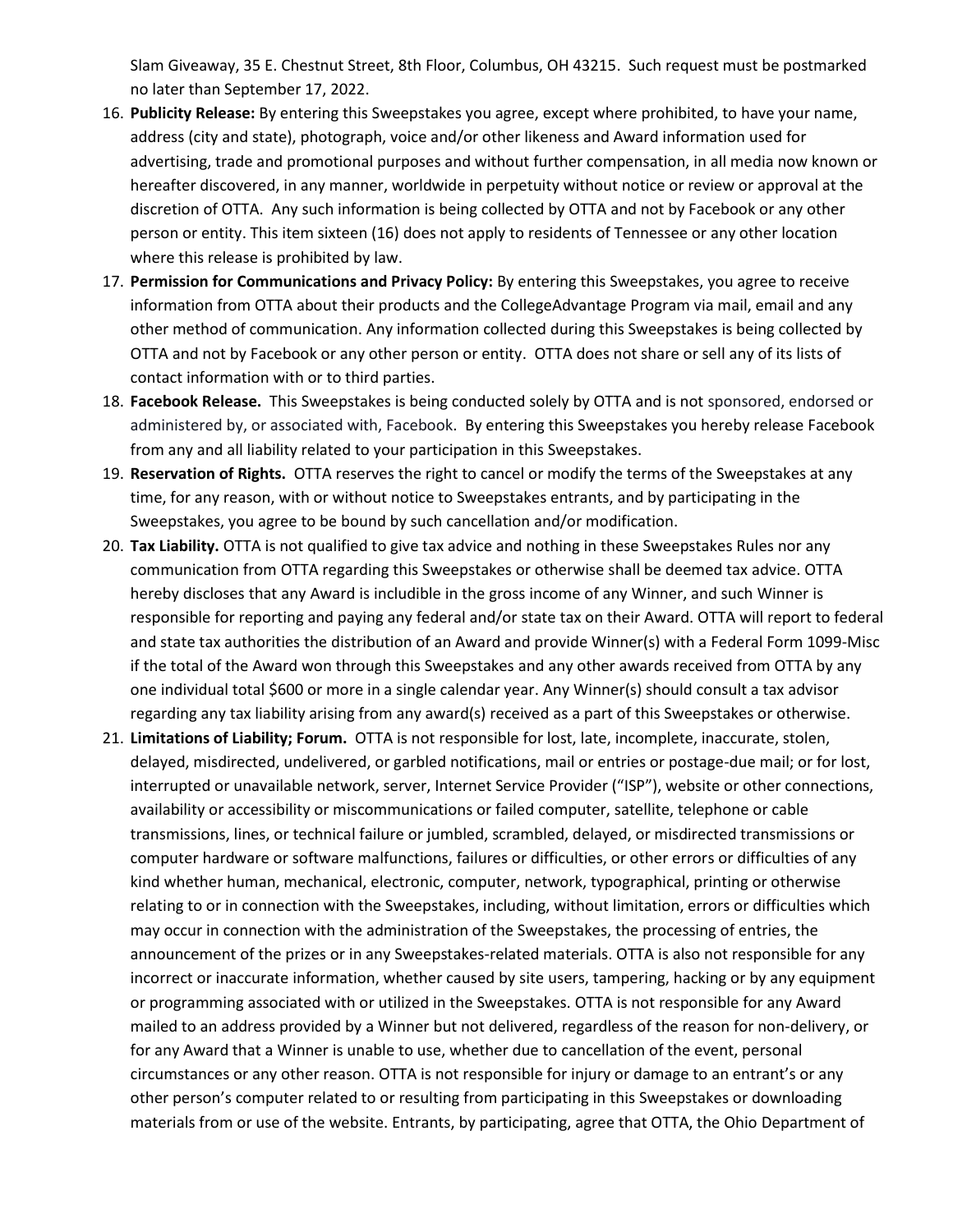Slam Giveaway, 35 E. Chestnut Street, 8th Floor, Columbus, OH 43215. Such request must be postmarked no later than September 17, 2022.

16. **Publicity Release:** By entering this Sweepstakes you agree, except where prohibited, to have your name, address (city and state), photograph, voice and/or other likeness and Award information used for advertising, trade and promotional purposes and without further compensation, in all media now known or hereafter discovered, in any manner, worldwide in perpetuity without notice or review or approval at the discretion of OTTA. Any such information is being collected by OTTA and not by Facebook or any other person or entity. This item sixteen (16) does not apply to residents of Tennessee or any other location where this release is prohibited by law.
17. **Permission for Communications and Privacy Policy:** By entering this Sweepstakes, you agree to receive information from OTTA about their products and the CollegeAdvantage Program via mail, email and any other method of communication. Any information collected during this Sweepstakes is being collected by OTTA and not by Facebook or any other person or entity. OTTA does not share or sell any of its lists of contact information with or to third parties.
18. **Facebook Release.** This Sweepstakes is being conducted solely by OTTA and is not sponsored, endorsed or administered by, or associated with, Facebook. By entering this Sweepstakes you hereby release Facebook from any and all liability related to your participation in this Sweepstakes.
19. **Reservation of Rights.** OTTA reserves the right to cancel or modify the terms of the Sweepstakes at any time, for any reason, with or without notice to Sweepstakes entrants, and by participating in the Sweepstakes, you agree to be bound by such cancellation and/or modification.
20. **Tax Liability.** OTTA is not qualified to give tax advice and nothing in these Sweepstakes Rules nor any communication from OTTA regarding this Sweepstakes or otherwise shall be deemed tax advice. OTTA hereby discloses that any Award is includible in the gross income of any Winner, and such Winner is responsible for reporting and paying any federal and/or state tax on their Award. OTTA will report to federal and state tax authorities the distribution of an Award and provide Winner(s) with a Federal Form 1099-Misc if the total of the Award won through this Sweepstakes and any other awards received from OTTA by any one individual total $600 or more in a single calendar year. Any Winner(s) should consult a tax advisor regarding any tax liability arising from any award(s) received as a part of this Sweepstakes or otherwise.
21. **Limitations of Liability; Forum.** OTTA is not responsible for lost, late, incomplete, inaccurate, stolen, delayed, misdirected, undelivered, or garbled notifications, mail or entries or postage-due mail; or for lost, interrupted or unavailable network, server, Internet Service Provider ("ISP"), website or other connections, availability or accessibility or miscommunications or failed computer, satellite, telephone or cable transmissions, lines, or technical failure or jumbled, scrambled, delayed, or misdirected transmissions or computer hardware or software malfunctions, failures or difficulties, or other errors or difficulties of any kind whether human, mechanical, electronic, computer, network, typographical, printing or otherwise relating to or in connection with the Sweepstakes, including, without limitation, errors or difficulties which may occur in connection with the administration of the Sweepstakes, the processing of entries, the announcement of the prizes or in any Sweepstakes-related materials. OTTA is also not responsible for any incorrect or inaccurate information, whether caused by site users, tampering, hacking or by any equipment or programming associated with or utilized in the Sweepstakes. OTTA is not responsible for any Award mailed to an address provided by a Winner but not delivered, regardless of the reason for non-delivery, or for any Award that a Winner is unable to use, whether due to cancellation of the event, personal circumstances or any other reason. OTTA is not responsible for injury or damage to an entrant's or any other person's computer related to or resulting from participating in this Sweepstakes or downloading materials from or use of the website. Entrants, by participating, agree that OTTA, the Ohio Department of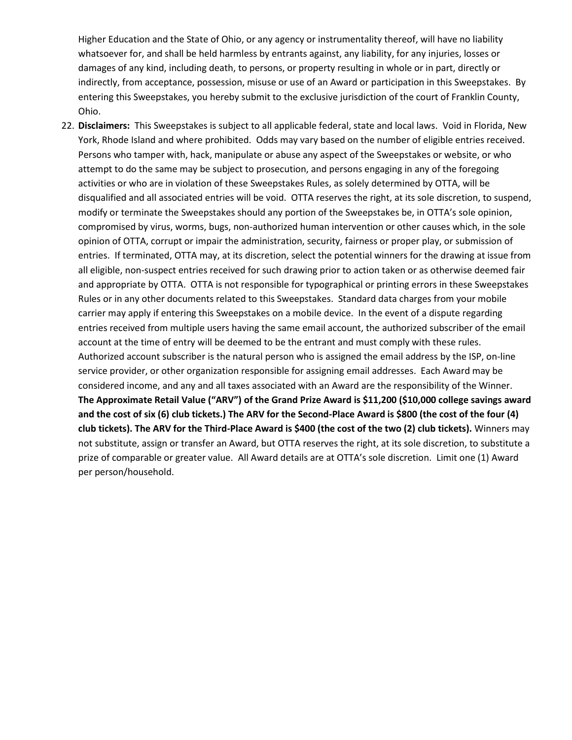Higher Education and the State of Ohio, or any agency or instrumentality thereof, will have no liability whatsoever for, and shall be held harmless by entrants against, any liability, for any injuries, losses or damages of any kind, including death, to persons, or property resulting in whole or in part, directly or indirectly, from acceptance, possession, misuse or use of an Award or participation in this Sweepstakes. By entering this Sweepstakes, you hereby submit to the exclusive jurisdiction of the court of Franklin County, Ohio.

22. **Disclaimers:** This Sweepstakes is subject to all applicable federal, state and local laws. Void in Florida, New York, Rhode Island and where prohibited. Odds may vary based on the number of eligible entries received. Persons who tamper with, hack, manipulate or abuse any aspect of the Sweepstakes or website, or who attempt to do the same may be subject to prosecution, and persons engaging in any of the foregoing activities or who are in violation of these Sweepstakes Rules, as solely determined by OTTA, will be disqualified and all associated entries will be void. OTTA reserves the right, at its sole discretion, to suspend, modify or terminate the Sweepstakes should any portion of the Sweepstakes be, in OTTA's sole opinion, compromised by virus, worms, bugs, non-authorized human intervention or other causes which, in the sole opinion of OTTA, corrupt or impair the administration, security, fairness or proper play, or submission of entries. If terminated, OTTA may, at its discretion, select the potential winners for the drawing at issue from all eligible, non-suspect entries received for such drawing prior to action taken or as otherwise deemed fair and appropriate by OTTA. OTTA is not responsible for typographical or printing errors in these Sweepstakes Rules or in any other documents related to this Sweepstakes. Standard data charges from your mobile carrier may apply if entering this Sweepstakes on a mobile device. In the event of a dispute regarding entries received from multiple users having the same email account, the authorized subscriber of the email account at the time of entry will be deemed to be the entrant and must comply with these rules. Authorized account subscriber is the natural person who is assigned the email address by the ISP, on-line service provider, or other organization responsible for assigning email addresses. Each Award may be considered income, and any and all taxes associated with an Award are the responsibility of the Winner. **The Approximate Retail Value ("ARV") of the Grand Prize Award is $11,200 ($10,000 college savings award and the cost of six (6) club tickets.) The ARV for the Second-Place Award is $800 (the cost of the four (4) club tickets). The ARV for the Third-Place Award is $400 (the cost of the two (2) club tickets).** Winners may not substitute, assign or transfer an Award, but OTTA reserves the right, at its sole discretion, to substitute a prize of comparable or greater value. All Award details are at OTTA's sole discretion. Limit one (1) Award per person/household.